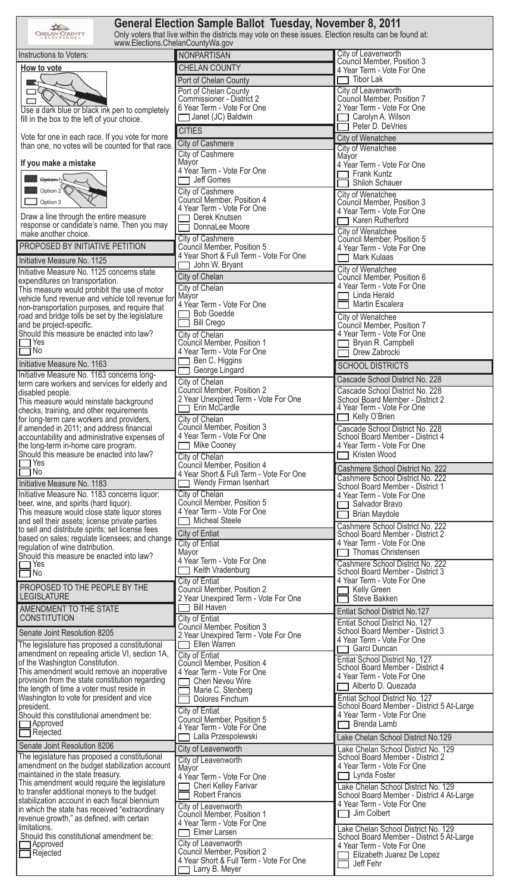# General Election Sample Ballot Tuesday, November 8, 2011

Only voters that live within the districts may vote on these issues. Election results can be found at: www.Elections.ChelanCountyWa.gov

Instructions to Voters:

## How to vote

Use a dark blue or black ink pen to completely fill in the box to the left of your choice.

Vote for one in each race. If you vote for more than one, no votes will be counted for that race.

## If you make a mistake

- ~~Option 1~~
- Option 2
- Option 3

Draw a line through the entire measure response or candidate's name. Then you may make another choice.

## PROPOSED BY INITIATIVE PETITION

### Initiative Measure No. 1125

Initiative Measure No. 1125 concerns state expenditures on transportation.

This measure would prohibit the use of motor vehicle fund revenue and vehicle toll revenue for non-transportation purposes, and require that road and bridge tolls be set by the legislature and be project-specific.

Should this measure be enacted into law?

- ☐ Yes
- ☐ No

### Initiative Measure No. 1163

Initiative Measure No. 1163 concerns long-term care workers and services for elderly and disabled people.

This measure would reinstate background checks, training, and other requirements for long-term care workers and providers, if amended in 2011; and address financial accountability and administrative expenses of the long-term in-home care program.

Should this measure be enacted into law?

- ☐ Yes
- ☐ No

### Initiative Measure No. 1183

Initiative Measure No. 1183 concerns liquor: beer, wine, and spirits (hard liquor).

This measure would close state liquor stores and sell their assets; license private parties to sell and distribute spirits; set license fees based on sales; regulate licensees; and change regulation of wine distribution.

Should this measure be enacted into law?

- ☐ Yes
- ☐ No

## PROPOSED TO THE PEOPLE BY THE LEGISLATURE

## AMENDMENT TO THE STATE CONSTITUTION

### Senate Joint Resolution 8205

The legislature has proposed a constitutional amendment on repealing article VI, section 1A, of the Washington Constitution.

This amendment would remove an inoperative provision from the state constitution regarding the length of time a voter must reside in Washington to vote for president and vice president.

Should this constitutional amendment be:

- ☐ Approved
- ☐ Rejected

### Senate Joint Resolution 8206

The legislature has proposed a constitutional amendment on the budget stabilization account maintained in the state treasury.

This amendment would require the legislature to transfer additional moneys to the budget stabilization account in each fiscal biennium in which the state has received "extraordinary revenue growth," as defined, with certain limitations.

Should this constitutional amendment be:

- ☐ Approved
- ☐ Rejected

## NONPARTISAN

## CHELAN COUNTY

### Port of Chelan County

**Port of Chelan County Commissioner - District 2**
6 Year Term - Vote For One
- ☐ Janet (JC) Baldwin

## CITIES

### City of Cashmere

**City of Cashmere Mayor**
4 Year Term - Vote For One
- ☐ Jeff Gomes

**City of Cashmere Council Member, Position 4**
4 Year Term - Vote For One
- ☐ Derek Knutsen
- ☐ DonnaLee Moore

**City of Cashmere Council Member, Position 5**
4 Year Short & Full Term - Vote For One
- ☐ John W. Bryant

### City of Chelan

**City of Chelan Mayor**
4 Year Term - Vote For One
- ☐ Bob Goedde
- ☐ Bill Crego

**City of Chelan Council Member, Position 1**
4 Year Term - Vote For One
- ☐ Ben C. Higgins
- ☐ George Lingard

**City of Chelan Council Member, Position 2**
2 Year Unexpired Term - Vote For One
- ☐ Erin McCardle

**City of Chelan Council Member, Position 3**
4 Year Term - Vote For One
- ☐ Mike Cooney

**City of Chelan Council Member, Position 4**
4 Year Short & Full Term - Vote For One
- ☐ Wendy Firman Isenhart

**City of Chelan Council Member, Position 5**
4 Year Term - Vote For One
- ☐ Micheal Steele

### City of Entiat

**City of Entiat Mayor**
4 Year Term - Vote For One
- ☐ Keith Vradenburg

**City of Entiat Council Member, Position 2**
2 Year Unexpired Term - Vote For One
- ☐ Bill Haven

**City of Entiat Council Member, Position 3**
2 Year Unexpired Term - Vote For One
- ☐ Ellen Warren

**City of Entiat Council Member, Position 4**
4 Year Term - Vote For One
- ☐ Cheri Neveu Wire
- ☐ Marie C. Stenberg
- ☐ Dolores Finchum

**City of Entiat Council Member, Position 5**
4 Year Term - Vote For One
- ☐ Lalla Przespolewski

### City of Leavenworth

**City of Leavenworth Mayor**
4 Year Term - Vote For One
- ☐ Cheri Kelley Farivar
- ☐ Robert Francis

**City of Leavenworth Council Member, Position 1**
4 Year Term - Vote For One
- ☐ Elmer Larsen

**City of Leavenworth Council Member, Position 2**
4 Year Short & Full Term - Vote For One
- ☐ Larry B. Meyer

**City of Leavenworth Council Member, Position 3**
4 Year Term - Vote For One
- ☐ Tibor Lak

**City of Leavenworth Council Member, Position 7**
2 Year Term - Vote For One
- ☐ Carolyn A. Wilson
- ☐ Peter D. DeVries

### City of Wenatchee

**City of Wenatchee Mayor**
4 Year Term - Vote For One
- ☐ Frank Kuntz
- ☐ Shiloh Schauer

**City of Wenatchee Council Member, Position 3**
4 Year Term - Vote For One
- ☐ Karen Rutherford

**City of Wenatchee Council Member, Position 5**
4 Year Term - Vote For One
- ☐ Mark Kulaas

**City of Wenatchee Council Member, Position 6**
4 Year Term - Vote For One
- ☐ Linda Herald
- ☐ Martin Escalera

**City of Wenatchee Council Member, Position 7**
4 Year Term - Vote For One
- ☐ Bryan R. Campbell
- ☐ Drew Zabrocki

## SCHOOL DISTRICTS

### Cascade School District No. 228

**Cascade School District No. 228 School Board Member - District 2**
4 Year Term - Vote For One
- ☐ Kelly O'Brien

**Cascade School District No. 228 School Board Member - District 4**
4 Year Term - Vote For One
- ☐ Kristen Wood

### Cashmere School District No. 222

**Cashmere School District No. 222 School Board Member - District 1**
4 Year Term - Vote For One
- ☐ Salvador Bravo
- ☐ Brian Maydole

**Cashmere School District No. 222 School Board Member - District 2**
4 Year Term - Vote For One
- ☐ Thomas Christensen

**Cashmere School District No. 222 School Board Member - District 3**
4 Year Term - Vote For One
- ☐ Kelly Green
- ☐ Steve Bakken

### Entiat School District No.127

**Entiat School District No. 127 School Board Member - District 3**
4 Year Term - Vote For One
- ☐ Garci Duncan

**Entiat School District No. 127 School Board Member - District 4**
4 Year Term - Vote For One
- ☐ Alberto D. Quezada

**Entiat School District No. 127 School Board Member - District 5 At-Large**
4 Year Term - Vote For One
- ☐ Brenda Lamb

### Lake Chelan School District No.129

**Lake Chelan School District No. 129 School Board Member - District 2**
4 Year Term - Vote For One
- ☐ Lynda Foster

**Lake Chelan School District No. 129 School Board Member - District 4 At-Large**
4 Year Term - Vote For One
- ☐ Jim Colbert

**Lake Chelan School District No. 129 School Board Member - District 5 At-Large**
4 Year Term - Vote For One
- ☐ Elizabeth Juarez De Lopez
- ☐ Jeff Fehr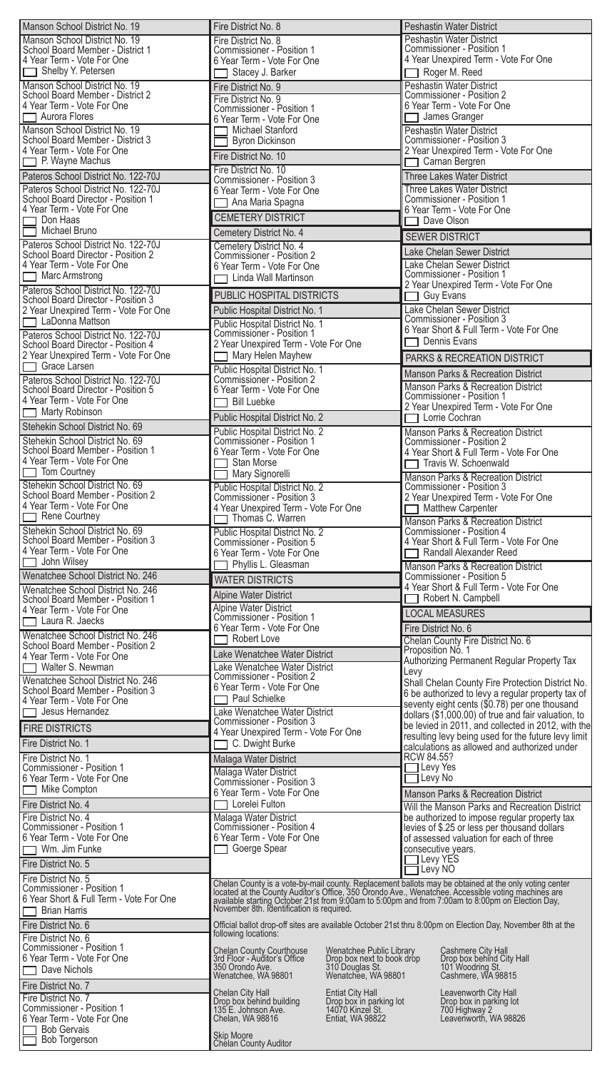## Manson School District No. 19

Manson School District No. 19
School Board Member - District 1
4 Year Term - Vote For One
☐ Shelby Y. Petersen

Manson School District No. 19
School Board Member - District 2
4 Year Term - Vote For One
☐ Aurora Flores

Manson School District No. 19
School Board Member - District 3
4 Year Term - Vote For One
☐ P. Wayne Machus

## Pateros School District No. 122-70J

Pateros School District No. 122-70J
School Board Director - Position 1
4 Year Term - Vote For One
☐ Don Haas
☐ Michael Bruno

Pateros School District No. 122-70J
School Board Director - Position 2
4 Year Term - Vote For One
☐ Marc Armstrong

Pateros School District No. 122-70J
School Board Director - Position 3
2 Year Unexpired Term - Vote For One
☐ LaDonna Mattson

Pateros School District No. 122-70J
School Board Director - Position 4
2 Year Unexpired Term - Vote For One
☐ Grace Larsen

Pateros School District No. 122-70J
School Board Director - Position 5
4 Year Term - Vote For One
☐ Marty Robinson

## Stehekin School District No. 69

Stehekin School District No. 69
School Board Member - Position 1
4 Year Term - Vote For One
☐ Tom Courtney

Stehekin School District No. 69
School Board Member - Position 2
4 Year Term - Vote For One
☐ Rene Courtney

Stehekin School District No. 69
School Board Member - Position 3
4 Year Term - Vote For One
☐ John Wilsey

## Wenatchee School District No. 246

Wenatchee School District No. 246
School Board Member - Position 1
4 Year Term - Vote For One
☐ Laura R. Jaecks

Wenatchee School District No. 246
School Board Member - Position 2
4 Year Term - Vote For One
☐ Walter S. Newman

Wenatchee School District No. 246
School Board Member - Position 3
4 Year Term - Vote For One
☐ Jesus Hernandez

## FIRE DISTRICTS

### Fire District No. 1

Fire District No. 1
Commissioner - Position 1
6 Year Term - Vote For One
☐ Mike Compton

### Fire District No. 4

Fire District No. 4
Commissioner - Position 1
6 Year Term - Vote For One
☐ Wm. Jim Funke

### Fire District No. 5

Fire District No. 5
Commissioner - Position 1
6 Year Short & Full Term - Vote For One
☐ Brian Harris

### Fire District No. 6

Fire District No. 6
Commissioner - Position 1
6 Year Term - Vote For One
☐ Dave Nichols

### Fire District No. 7

Fire District No. 7
Commissioner - Position 1
6 Year Term - Vote For One
☐ Bob Gervais
☐ Bob Torgerson

### Fire District No. 8

Fire District No. 8
Commissioner - Position 1
6 Year Term - Vote For One
☐ Stacey J. Barker

### Fire District No. 9

Fire District No. 9
Commissioner - Position 1
6 Year Term - Vote For One
☐ Michael Stanford
☐ Byron Dickinson

### Fire District No. 10

Fire District No. 10
Commissioner - Position 3
6 Year Term - Vote For One
☐ Ana Maria Spagna

## CEMETERY DISTRICT

### Cemetery District No. 4

Cemetery District No. 4
Commissioner - Position 2
6 Year Term - Vote For One
☐ Linda Wall Martinson

## PUBLIC HOSPITAL DISTRICTS

### Public Hospital District No. 1

Public Hospital District No. 1
Commissioner - Position 1
2 Year Unexpired Term - Vote For One
☐ Mary Helen Mayhew

Public Hospital District No. 1
Commissioner - Position 2
6 Year Term - Vote For One
☐ Bill Luebke

### Public Hospital District No. 2

Public Hospital District No. 2
Commissioner - Position 1
6 Year Term - Vote For One
☐ Stan Morse
☐ Mary Signorelli

Public Hospital District No. 2
Commissioner - Position 3
4 Year Unexpired Term - Vote For One
☐ Thomas C. Warren

Public Hospital District No. 2
Commissioner - Position 5
6 Year Term - Vote For One
☐ Phyllis L. Gleasman

## WATER DISTRICTS

### Alpine Water District

Alpine Water District
Commissioner - Position 1
6 Year Term - Vote For One
☐ Robert Love

### Lake Wenatchee Water District

Lake Wenatchee Water District
Commissioner - Position 2
6 Year Term - Vote For One
☐ Paul Schielke

Lake Wenatchee Water District
Commissioner - Position 3
4 Year Unexpired Term - Vote For One
☐ C. Dwight Burke

### Malaga Water District

Malaga Water District
Commissioner - Position 3
6 Year Term - Vote For One
☐ Lorelei Fulton

Malaga Water District
Commissioner - Position 4
6 Year Term - Vote For One
☐ Goerge Spear

### Peshastin Water District

Peshastin Water District
Commissioner - Position 1
4 Year Unexpired Term - Vote For One
☐ Roger M. Reed

Peshastin Water District
Commissioner - Position 2
6 Year Term - Vote For One
☐ James Granger

Peshastin Water District
Commissioner - Position 3
2 Year Unexpired Term - Vote For One
☐ Carnan Bergren

### Three Lakes Water District

Three Lakes Water District
Commissioner - Position 1
6 Year Term - Vote For One
☐ Dave Olson

## SEWER DISTRICT

### Lake Chelan Sewer District

Lake Chelan Sewer District
Commissioner - Position 1
2 Year Unexpired Term - Vote For One
☐ Guy Evans

Lake Chelan Sewer District
Commissioner - Position 3
6 Year Short & Full Term - Vote For One
☐ Dennis Evans

## PARKS & RECREATION DISTRICT

### Manson Parks & Recreation District

Manson Parks & Recreation District
Commissioner - Position 1
2 Year Unexpired Term - Vote For One
☐ Lorrie Cochran

Manson Parks & Recreation District
Commissioner - Position 2
4 Year Short & Full Term - Vote For One
☐ Travis W. Schoenwald

Manson Parks & Recreation District
Commissioner - Position 3
2 Year Unexpired Term - Vote For One
☐ Matthew Carpenter

Manson Parks & Recreation District
Commissioner - Position 4
4 Year Short & Full Term - Vote For One
☐ Randall Alexander Reed

Manson Parks & Recreation District
Commissioner - Position 5
4 Year Short & Full Term - Vote For One
☐ Robert N. Campbell

## LOCAL MEASURES

### Fire District No. 6

Chelan County Fire District No. 6
Proposition No. 1
Authorizing Permanent Regular Property Tax Levy

Shall Chelan County Fire Protection District No. 6 be authorized to levy a regular property tax of seventy eight cents ($0.78) per one thousand dollars ($1,000.00) of true and fair valuation, to be levied in 2011, and collected in 2012, with the resulting levy being used for the future levy limit calculations as allowed and authorized under RCW 84.55?

☐ Levy Yes
☐ Levy No

### Manson Parks & Recreation District

Will the Manson Parks and Recreation District be authorized to impose regular property tax levies of $.25 or less per thousand dollars of assessed valuation for each of three consecutive years.

☐ Levy YES
☐ Levy NO

Chelan County is a vote-by-mail county. Replacement ballots may be obtained at the only voting center located at the County Auditor's Office, 350 Orondo Ave., Wenatchee. Accessible voting machines are available starting October 21st from 9:00am to 5:00pm and from 7:00am to 8:00pm on Election Day, November 8th. Identification is required.

Official ballot drop-off sites are available October 21st thru 8:00pm on Election Day, November 8th at the following locations:

| | | |
|---|---|---|
| Chelan County Courthouse<br>3rd Floor - Auditor's Office<br>350 Orondo Ave.<br>Wenatchee, WA 98801 | Wenatchee Public Library<br>Drop box next to book drop<br>310 Douglas St.<br>Wenatchee, WA 98801 | Cashmere City Hall<br>Drop box behind City Hall<br>101 Woodring St.<br>Cashmere, WA 98815 |
| Chelan City Hall<br>Drop box behind building<br>135 E. Johnson Ave.<br>Chelan, WA 98816 | Entiat City Hall<br>Drop box in parking lot<br>14070 Kinzel St.<br>Entiat, WA 98822 | Leavenworth City Hall<br>Drop box in parking lot<br>700 Highway 2<br>Leavenworth, WA 98826 |

Skip Moore
Chelan County Auditor